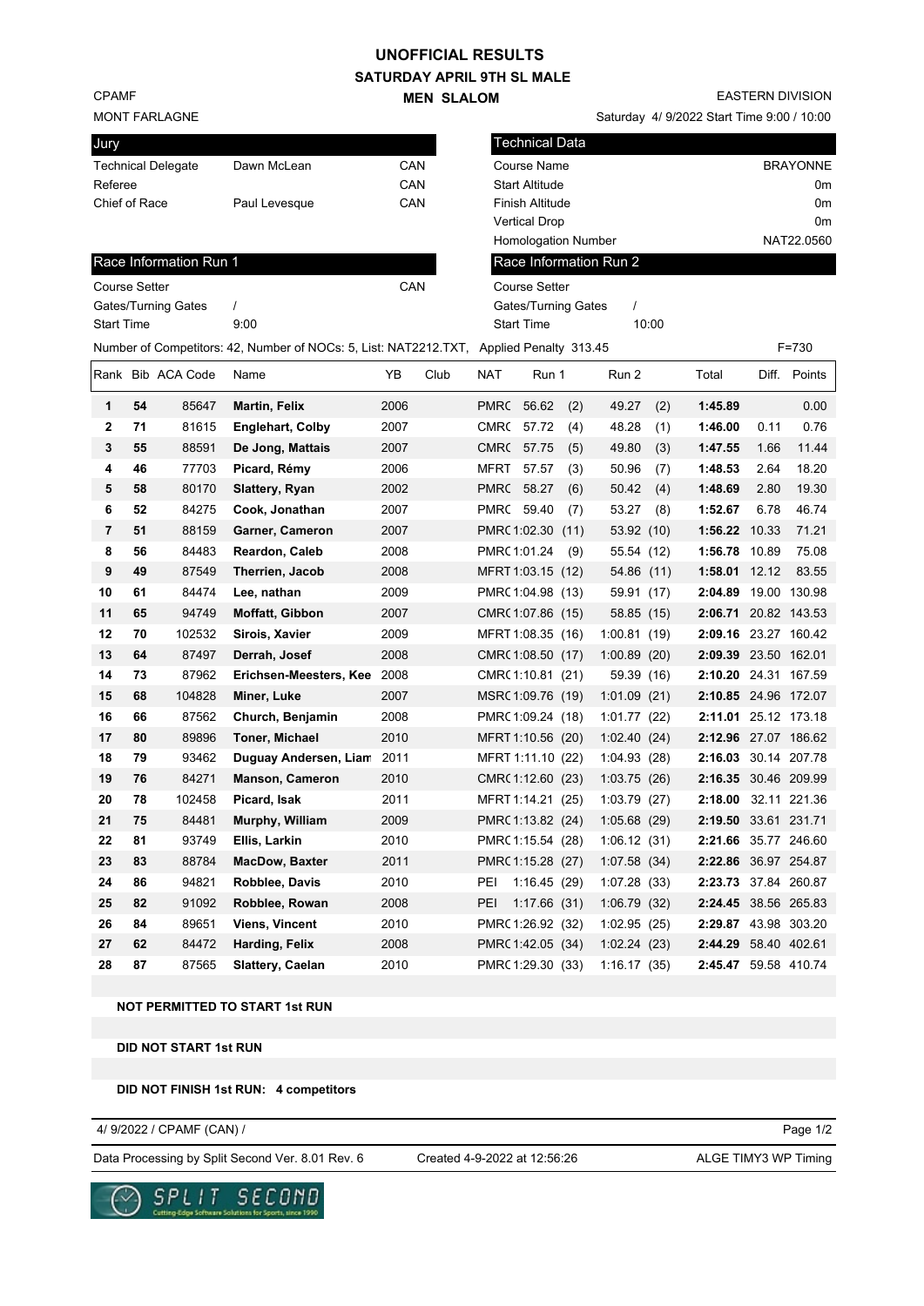# UNOFFICIAL RESULTS

## SATURDAY APRIL 9TH SL MALE

## MEN SLALOM

CPAMF
MONT FARLAGNE

EASTERN DIVISION
Saturday 4/ 9/2022 Start Time 9:00 / 10:00

| Jury | | |
|---|---|---|
| Technical Delegate | Dawn McLean | CAN |
| Referee | | CAN |
| Chief of Race | Paul Levesque | CAN |

| Technical Data | |
|---|---|
| Course Name | BRAYONNE |
| Start Altitude | 0m |
| Finish Altitude | 0m |
| Vertical Drop | 0m |
| Homologation Number | NAT22.0560 |

| Race Information Run 1 | | |
|---|---|---|
| Course Setter | | CAN |
| Gates/Turning Gates | / | |
| Start Time | 9:00 | |

| Race Information Run 2 | |
|---|---|
| Course Setter | |
| Gates/Turning Gates | / |
| Start Time | 10:00 |

Number of Competitors: 42, Number of NOCs: 5, List: NAT2212.TXT, Applied Penalty 313.45 F=730

| Rank | Bib | ACA Code | Name | YB | Club | NAT | Run 1 | | Run 2 | | Total | Diff. | Points |
|---|---|---|---|---|---|---|---|---|---|---|---|---|---|
| **1** | **54** | 85647 | **Martin, Felix** | 2006 | | PMRC | 56.62 | (2) | 49.27 | (2) | **1:45.89** | | 0.00 |
| **2** | **71** | 81615 | **Englehart, Colby** | 2007 | | CMRC | 57.72 | (4) | 48.28 | (1) | **1:46.00** | 0.11 | 0.76 |
| **3** | **55** | 88591 | **De Jong, Mattais** | 2007 | | CMRC | 57.75 | (5) | 49.80 | (3) | **1:47.55** | 1.66 | 11.44 |
| **4** | **46** | 77703 | **Picard, Rémy** | 2006 | | MFRT | 57.57 | (3) | 50.96 | (7) | **1:48.53** | 2.64 | 18.20 |
| **5** | **58** | 80170 | **Slattery, Ryan** | 2002 | | PMRC | 58.27 | (6) | 50.42 | (4) | **1:48.69** | 2.80 | 19.30 |
| **6** | **52** | 84275 | **Cook, Jonathan** | 2007 | | PMRC | 59.40 | (7) | 53.27 | (8) | **1:52.67** | 6.78 | 46.74 |
| **7** | **51** | 88159 | **Garner, Cameron** | 2007 | | PMRC | 1:02.30 | (11) | 53.92 | (10) | **1:56.22** | 10.33 | 71.21 |
| **8** | **56** | 84483 | **Reardon, Caleb** | 2008 | | PMRC | 1:01.24 | (9) | 55.54 | (12) | **1:56.78** | 10.89 | 75.08 |
| **9** | **49** | 87549 | **Therrien, Jacob** | 2008 | | MFRT | 1:03.15 | (12) | 54.86 | (11) | **1:58.01** | 12.12 | 83.55 |
| **10** | **61** | 84474 | **Lee, nathan** | 2009 | | PMRC | 1:04.98 | (13) | 59.91 | (17) | **2:04.89** | 19.00 | 130.98 |
| **11** | **65** | 94749 | **Moffatt, Gibbon** | 2007 | | CMRC | 1:07.86 | (15) | 58.85 | (15) | **2:06.71** | 20.82 | 143.53 |
| **12** | **70** | 102532 | **Sirois, Xavier** | 2009 | | MFRT | 1:08.35 | (16) | 1:00.81 | (19) | **2:09.16** | 23.27 | 160.42 |
| **13** | **64** | 87497 | **Derrah, Josef** | 2008 | | CMRC | 1:08.50 | (17) | 1:00.89 | (20) | **2:09.39** | 23.50 | 162.01 |
| **14** | **73** | 87962 | **Erichsen-Meesters, Kee** | 2008 | | CMRC | 1:10.81 | (21) | 59.39 | (16) | **2:10.20** | 24.31 | 167.59 |
| **15** | **68** | 104828 | **Miner, Luke** | 2007 | | MSRC | 1:09.76 | (19) | 1:01.09 | (21) | **2:10.85** | 24.96 | 172.07 |
| **16** | **66** | 87562 | **Church, Benjamin** | 2008 | | PMRC | 1:09.24 | (18) | 1:01.77 | (22) | **2:11.01** | 25.12 | 173.18 |
| **17** | **80** | 89896 | **Toner, Michael** | 2010 | | MFRT | 1:10.56 | (20) | 1:02.40 | (24) | **2:12.96** | 27.07 | 186.62 |
| **18** | **79** | 93462 | **Duguay Andersen, Liam** | 2011 | | MFRT | 1:11.10 | (22) | 1:04.93 | (28) | **2:16.03** | 30.14 | 207.78 |
| **19** | **76** | 84271 | **Manson, Cameron** | 2010 | | CMRC | 1:12.60 | (23) | 1:03.75 | (26) | **2:16.35** | 30.46 | 209.99 |
| **20** | **78** | 102458 | **Picard, Isak** | 2011 | | MFRT | 1:14.21 | (25) | 1:03.79 | (27) | **2:18.00** | 32.11 | 221.36 |
| **21** | **75** | 84481 | **Murphy, William** | 2009 | | PMRC | 1:13.82 | (24) | 1:05.68 | (29) | **2:19.50** | 33.61 | 231.71 |
| **22** | **81** | 93749 | **Ellis, Larkin** | 2010 | | PMRC | 1:15.54 | (28) | 1:06.12 | (31) | **2:21.66** | 35.77 | 246.60 |
| **23** | **83** | 88784 | **MacDow, Baxter** | 2011 | | PMRC | 1:15.28 | (27) | 1:07.58 | (34) | **2:22.86** | 36.97 | 254.87 |
| **24** | **86** | 94821 | **Robblee, Davis** | 2010 | | PEI | 1:16.45 | (29) | 1:07.28 | (33) | **2:23.73** | 37.84 | 260.87 |
| **25** | **82** | 91092 | **Robblee, Rowan** | 2008 | | PEI | 1:17.66 | (31) | 1:06.79 | (32) | **2:24.45** | 38.56 | 265.83 |
| **26** | **84** | 89651 | **Viens, Vincent** | 2010 | | PMRC | 1:26.92 | (32) | 1:02.95 | (25) | **2:29.87** | 43.98 | 303.20 |
| **27** | **62** | 84472 | **Harding, Felix** | 2008 | | PMRC | 1:42.05 | (34) | 1:02.24 | (23) | **2:44.29** | 58.40 | 402.61 |
| **28** | **87** | 87565 | **Slattery, Caelan** | 2010 | | PMRC | 1:29.30 | (33) | 1:16.17 | (35) | **2:45.47** | 59.58 | 410.74 |

**NOT PERMITTED TO START 1st RUN**

**DID NOT START 1st RUN**

**DID NOT FINISH 1st RUN: 4 competitors**

4/ 9/2022 / CPAMF (CAN) /

Data Processing by Split Second Ver. 8.01 Rev. 6 | Created 4-9-2022 at 12:56:26 | ALGE TIMY3 WP Timing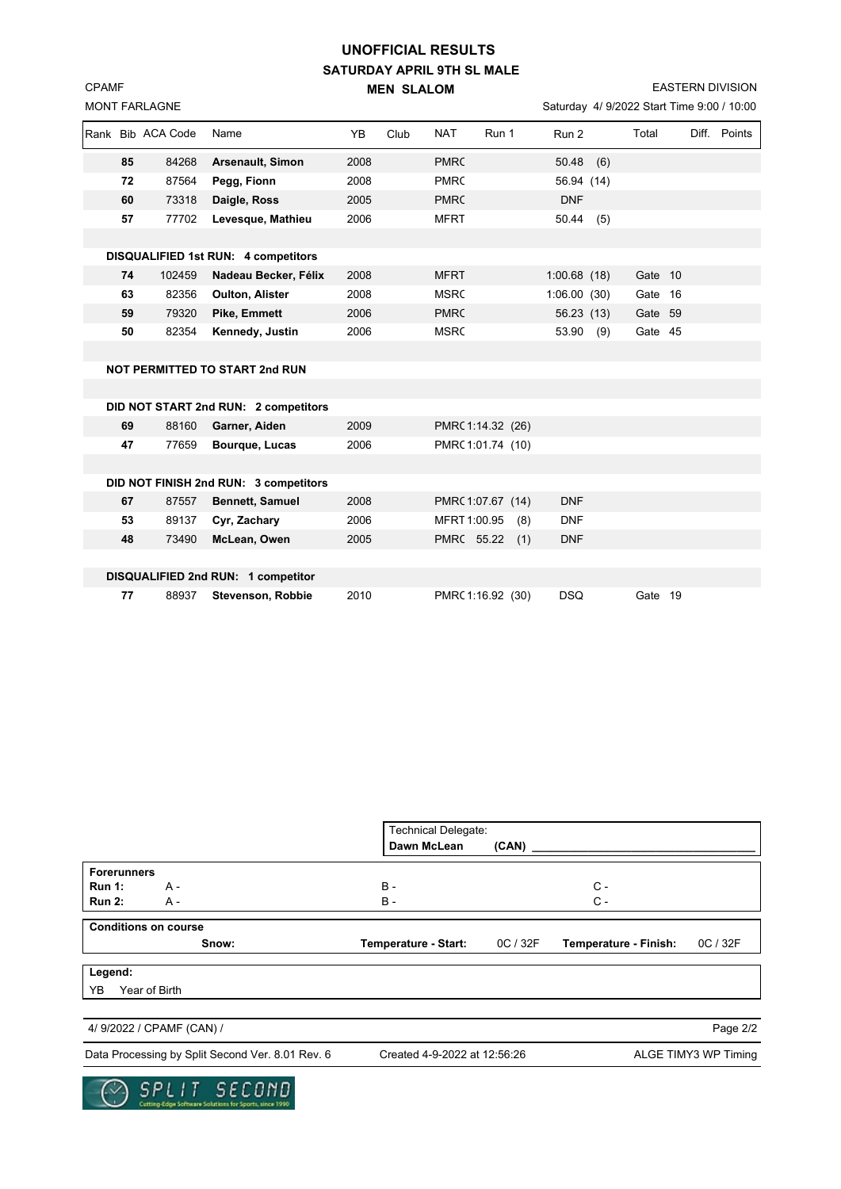# UNOFFICIAL RESULTS

## SATURDAY APRIL 9TH SL MALE

### MEN SLALOM

CPAMF
MONT FARLAGNE

EASTERN DIVISION
Saturday 4/ 9/2022 Start Time 9:00 / 10:00

| Rank | Bib | ACA Code | Name | YB | Club | NAT | Run 1 | Run 2 | Total | Diff. | Points |
|---|---|---|---|---|---|---|---|---|---|---|---|
| | 85 | 84268 | **Arsenault, Simon** | 2008 | | PMRC | | 50.48 (6) | | | |
| | 72 | 87564 | **Pegg, Fionn** | 2008 | | PMRC | | 56.94 (14) | | | |
| | 60 | 73318 | **Daigle, Ross** | 2005 | | PMRC | | DNF | | | |
| | 57 | 77702 | **Levesque, Mathieu** | 2006 | | MFRT | | 50.44 (5) | | | |
| | | | **DISQUALIFIED 1st RUN: 4 competitors** | | | | | | | | |
| | 74 | 102459 | **Nadeau Becker, Félix** | 2008 | | MFRT | | 1:00.68 (18) | Gate 10 | | |
| | 63 | 82356 | **Oulton, Alister** | 2008 | | MSRC | | 1:06.00 (30) | Gate 16 | | |
| | 59 | 79320 | **Pike, Emmett** | 2006 | | PMRC | | 56.23 (13) | Gate 59 | | |
| | 50 | 82354 | **Kennedy, Justin** | 2006 | | MSRC | | 53.90 (9) | Gate 45 | | |
| | | | **NOT PERMITTED TO START 2nd RUN** | | | | | | | | |
| | | | **DID NOT START 2nd RUN: 2 competitors** | | | | | | | | |
| | 69 | 88160 | **Garner, Aiden** | 2009 | | PMRC | 1:14.32 (26) | | | | |
| | 47 | 77659 | **Bourque, Lucas** | 2006 | | PMRC | 1:01.74 (10) | | | | |
| | | | **DID NOT FINISH 2nd RUN: 3 competitors** | | | | | | | | |
| | 67 | 87557 | **Bennett, Samuel** | 2008 | | PMRC | 1:07.67 (14) | DNF | | | |
| | 53 | 89137 | **Cyr, Zachary** | 2006 | | MFRT | 1:00.95 (8) | DNF | | | |
| | 48 | 73490 | **McLean, Owen** | 2005 | | PMRC | 55.22 (1) | DNF | | | |
| | | | **DISQUALIFIED 2nd RUN: 1 competitor** | | | | | | | | |
| | 77 | 88937 | **Stevenson, Robbie** | 2010 | | PMRC | 1:16.92 (30) | DSQ | Gate 19 | | |

Technical Delegate:
**Dawn McLean** **(CAN)**

| **Forerunners** | | | |
|---|---|---|---|
| **Run 1:** | A - | B - | C - |
| **Run 2:** | A - | B - | C - |

**Conditions on course**

**Snow:** **Temperature - Start:** 0C / 32F **Temperature - Finish:** 0C / 32F

**Legend:**
YB Year of Birth

4/ 9/2022 / CPAMF (CAN) /

Data Processing by Split Second Ver. 8.01 Rev. 6 — Created 4-9-2022 at 12:56:26 — ALGE TIMY3 WP Timing